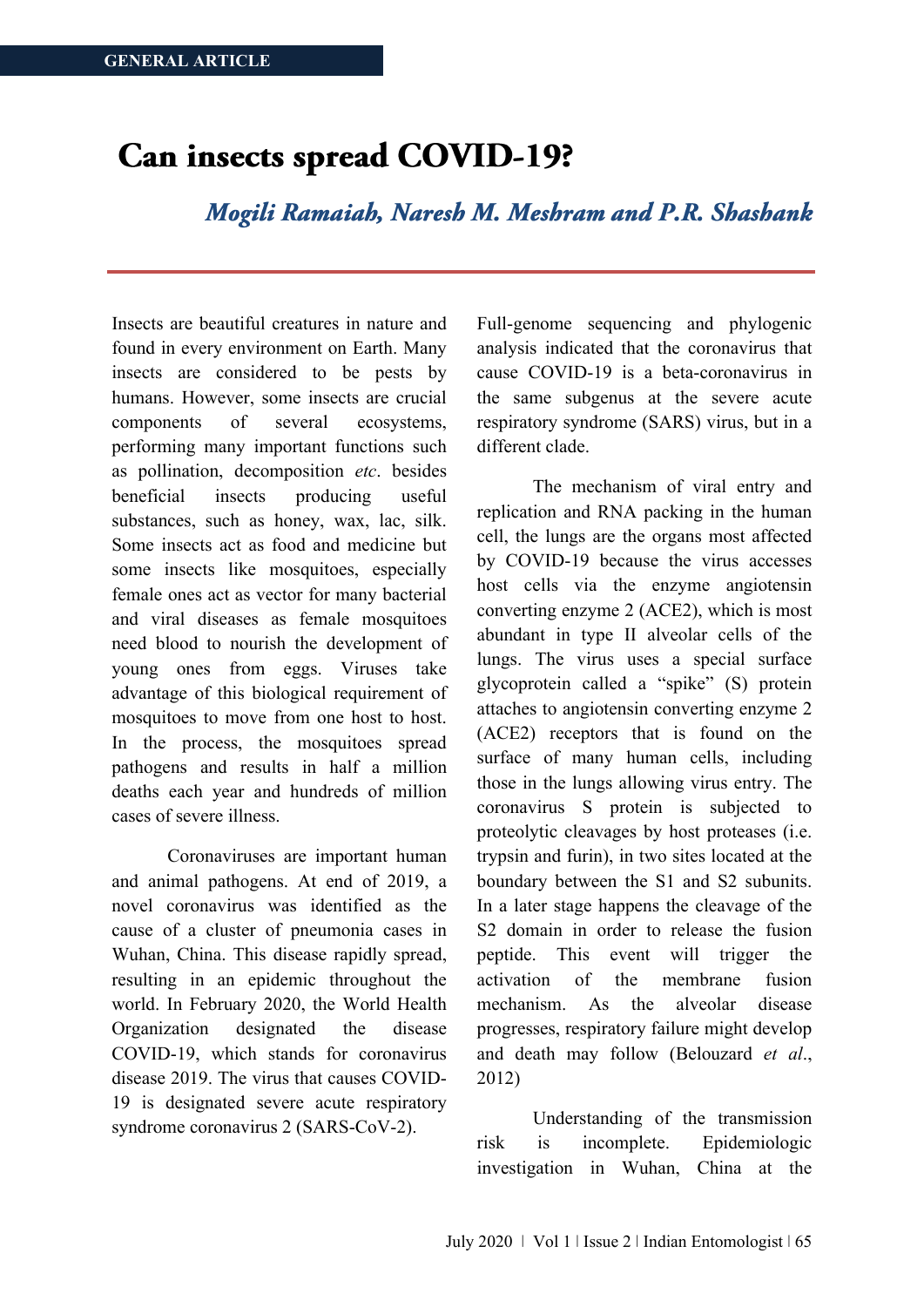GENERAL ARTICLE

# Can insects spread COVID-19?

***Mogili Ramaiah, Naresh M. Meshram and P.R. Shashank***

Insects are beautiful creatures in nature and found in every environment on Earth. Many insects are considered to be pests by humans. However, some insects are crucial components of several ecosystems, performing many important functions such as pollination, decomposition *etc*. besides beneficial insects producing useful substances, such as honey, wax, lac, silk. Some insects act as food and medicine but some insects like mosquitoes, especially female ones act as vector for many bacterial and viral diseases as female mosquitoes need blood to nourish the development of young ones from eggs. Viruses take advantage of this biological requirement of mosquitoes to move from one host to host. In the process, the mosquitoes spread pathogens and results in half a million deaths each year and hundreds of million cases of severe illness.

Coronaviruses are important human and animal pathogens. At end of 2019, a novel coronavirus was identified as the cause of a cluster of pneumonia cases in Wuhan, China. This disease rapidly spread, resulting in an epidemic throughout the world. In February 2020, the World Health Organization designated the disease COVID-19, which stands for coronavirus disease 2019. The virus that causes COVID-19 is designated severe acute respiratory syndrome coronavirus 2 (SARS-CoV-2).

Full-genome sequencing and phylogenic analysis indicated that the coronavirus that cause COVID-19 is a beta-coronavirus in the same subgenus at the severe acute respiratory syndrome (SARS) virus, but in a different clade.

The mechanism of viral entry and replication and RNA packing in the human cell, the lungs are the organs most affected by COVID-19 because the virus accesses host cells via the enzyme angiotensin converting enzyme 2 (ACE2), which is most abundant in type II alveolar cells of the lungs. The virus uses a special surface glycoprotein called a "spike" (S) protein attaches to angiotensin converting enzyme 2 (ACE2) receptors that is found on the surface of many human cells, including those in the lungs allowing virus entry. The coronavirus S protein is subjected to proteolytic cleavages by host proteases (i.e. trypsin and furin), in two sites located at the boundary between the S1 and S2 subunits. In a later stage happens the cleavage of the S2 domain in order to release the fusion peptide. This event will trigger the activation of the membrane fusion mechanism. As the alveolar disease progresses, respiratory failure might develop and death may follow (Belouzard *et al*., 2012)

Understanding of the transmission risk is incomplete. Epidemiologic investigation in Wuhan, China at the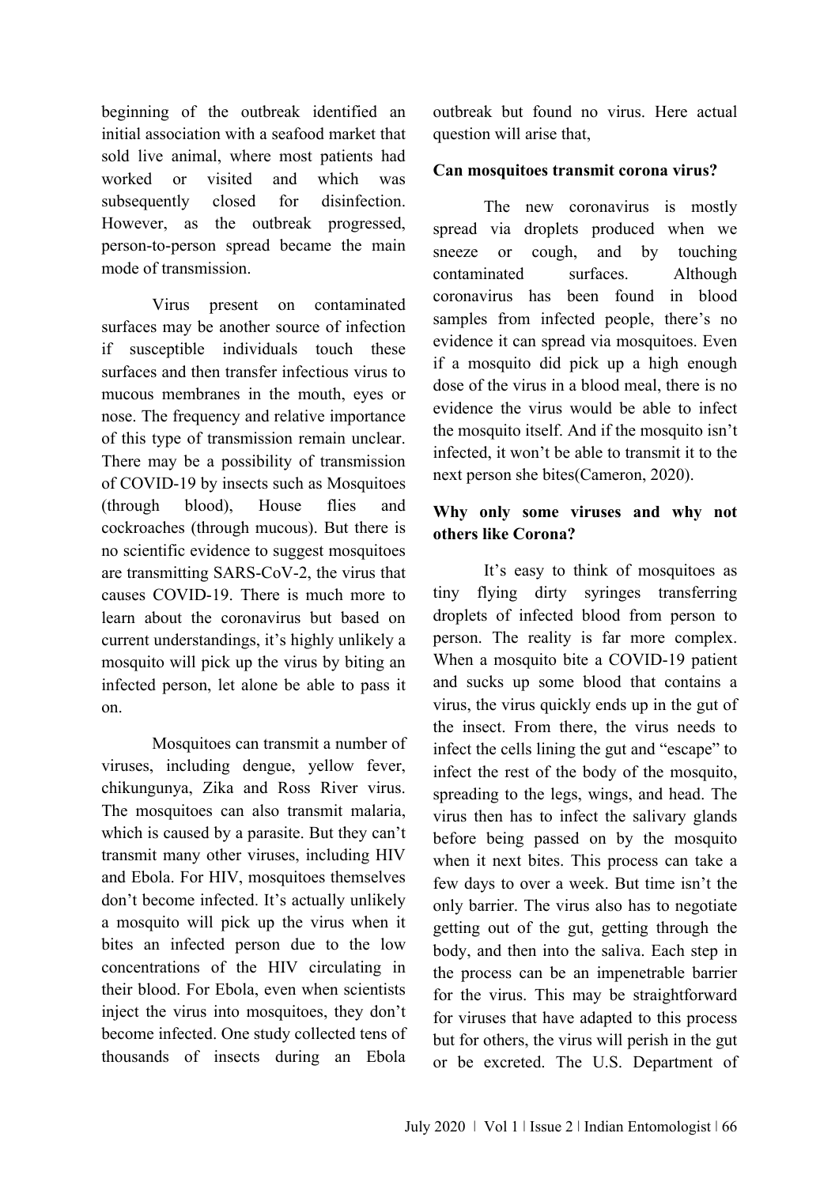beginning of the outbreak identified an initial association with a seafood market that sold live animal, where most patients had worked or visited and which was subsequently closed for disinfection. However, as the outbreak progressed, person-to-person spread became the main mode of transmission.

Virus present on contaminated surfaces may be another source of infection if susceptible individuals touch these surfaces and then transfer infectious virus to mucous membranes in the mouth, eyes or nose. The frequency and relative importance of this type of transmission remain unclear. There may be a possibility of transmission of COVID-19 by insects such as Mosquitoes (through blood), House flies and cockroaches (through mucous). But there is no scientific evidence to suggest mosquitoes are transmitting SARS-CoV-2, the virus that causes COVID-19. There is much more to learn about the coronavirus but based on current understandings, it's highly unlikely a mosquito will pick up the virus by biting an infected person, let alone be able to pass it on.

Mosquitoes can transmit a number of viruses, including dengue, yellow fever, chikungunya, Zika and Ross River virus. The mosquitoes can also transmit malaria, which is caused by a parasite. But they can't transmit many other viruses, including HIV and Ebola. For HIV, mosquitoes themselves don't become infected. It's actually unlikely a mosquito will pick up the virus when it bites an infected person due to the low concentrations of the HIV circulating in their blood. For Ebola, even when scientists inject the virus into mosquitoes, they don't become infected. One study collected tens of thousands of insects during an Ebola outbreak but found no virus. Here actual question will arise that,

**Can mosquitoes transmit corona virus?**

The new coronavirus is mostly spread via droplets produced when we sneeze or cough, and by touching contaminated surfaces. Although coronavirus has been found in blood samples from infected people, there's no evidence it can spread via mosquitoes. Even if a mosquito did pick up a high enough dose of the virus in a blood meal, there is no evidence the virus would be able to infect the mosquito itself. And if the mosquito isn't infected, it won't be able to transmit it to the next person she bites(Cameron, 2020).

**Why only some viruses and why not others like Corona?**

It's easy to think of mosquitoes as tiny flying dirty syringes transferring droplets of infected blood from person to person. The reality is far more complex. When a mosquito bite a COVID-19 patient and sucks up some blood that contains a virus, the virus quickly ends up in the gut of the insect. From there, the virus needs to infect the cells lining the gut and "escape" to infect the rest of the body of the mosquito, spreading to the legs, wings, and head. The virus then has to infect the salivary glands before being passed on by the mosquito when it next bites. This process can take a few days to over a week. But time isn't the only barrier. The virus also has to negotiate getting out of the gut, getting through the body, and then into the saliva. Each step in the process can be an impenetrable barrier for the virus. This may be straightforward for viruses that have adapted to this process but for others, the virus will perish in the gut or be excreted. The U.S. Department of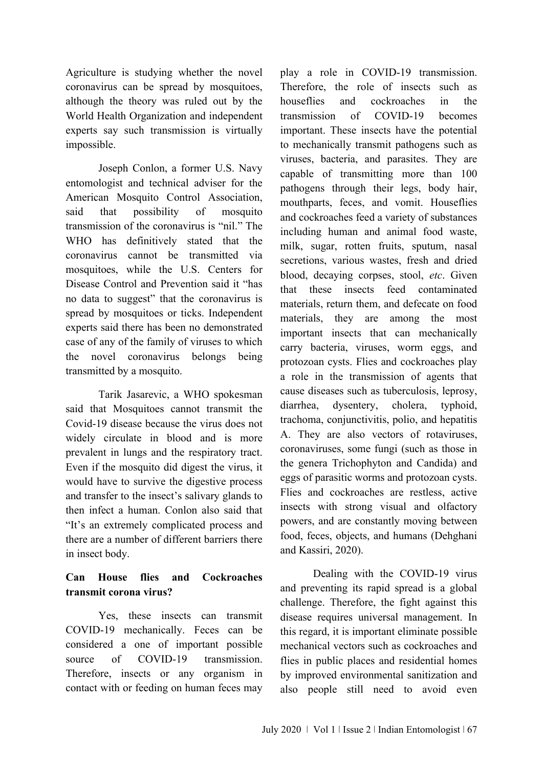Agriculture is studying whether the novel coronavirus can be spread by mosquitoes, although the theory was ruled out by the World Health Organization and independent experts say such transmission is virtually impossible.

Joseph Conlon, a former U.S. Navy entomologist and technical adviser for the American Mosquito Control Association, said that possibility of mosquito transmission of the coronavirus is "nil." The WHO has definitively stated that the coronavirus cannot be transmitted via mosquitoes, while the U.S. Centers for Disease Control and Prevention said it "has no data to suggest" that the coronavirus is spread by mosquitoes or ticks. Independent experts said there has been no demonstrated case of any of the family of viruses to which the novel coronavirus belongs being transmitted by a mosquito.

Tarik Jasarevic, a WHO spokesman said that Mosquitoes cannot transmit the Covid-19 disease because the virus does not widely circulate in blood and is more prevalent in lungs and the respiratory tract. Even if the mosquito did digest the virus, it would have to survive the digestive process and transfer to the insect's salivary glands to then infect a human. Conlon also said that "It's an extremely complicated process and there are a number of different barriers there in insect body.

**Can House flies and Cockroaches transmit corona virus?**

Yes, these insects can transmit COVID-19 mechanically. Feces can be considered a one of important possible source of COVID-19 transmission. Therefore, insects or any organism in contact with or feeding on human feces may play a role in COVID-19 transmission. Therefore, the role of insects such as houseflies and cockroaches in the transmission of COVID-19 becomes important. These insects have the potential to mechanically transmit pathogens such as viruses, bacteria, and parasites. They are capable of transmitting more than 100 pathogens through their legs, body hair, mouthparts, feces, and vomit. Houseflies and cockroaches feed a variety of substances including human and animal food waste, milk, sugar, rotten fruits, sputum, nasal secretions, various wastes, fresh and dried blood, decaying corpses, stool, *etc*. Given that these insects feed contaminated materials, return them, and defecate on food materials, they are among the most important insects that can mechanically carry bacteria, viruses, worm eggs, and protozoan cysts. Flies and cockroaches play a role in the transmission of agents that cause diseases such as tuberculosis, leprosy, diarrhea, dysentery, cholera, typhoid, trachoma, conjunctivitis, polio, and hepatitis A. They are also vectors of rotaviruses, coronaviruses, some fungi (such as those in the genera Trichophyton and Candida) and eggs of parasitic worms and protozoan cysts. Flies and cockroaches are restless, active insects with strong visual and olfactory powers, and are constantly moving between food, feces, objects, and humans (Dehghani and Kassiri, 2020).

Dealing with the COVID-19 virus and preventing its rapid spread is a global challenge. Therefore, the fight against this disease requires universal management. In this regard, it is important eliminate possible mechanical vectors such as cockroaches and flies in public places and residential homes by improved environmental sanitization and also people still need to avoid even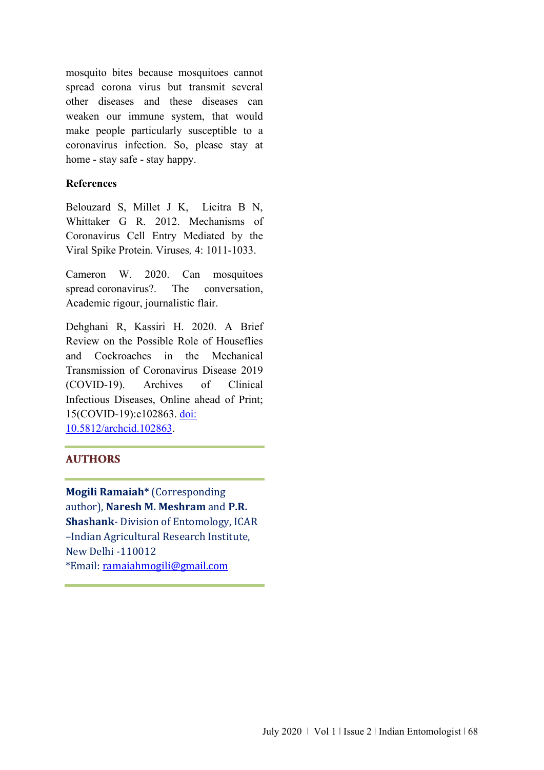mosquito bites because mosquitoes cannot spread corona virus but transmit several other diseases and these diseases can weaken our immune system, that would make people particularly susceptible to a coronavirus infection. So, please stay at home - stay safe - stay happy.

**References**

Belouzard S, Millet J K, Licitra B N, Whittaker G R. 2012. Mechanisms of Coronavirus Cell Entry Mediated by the Viral Spike Protein. Viruses*,* 4: 1011-1033.

Cameron W. 2020. Can mosquitoes spread coronavirus?. The conversation, Academic rigour, journalistic flair.

Dehghani R, Kassiri H. 2020. A Brief Review on the Possible Role of Houseflies and Cockroaches in the Mechanical Transmission of Coronavirus Disease 2019 (COVID-19). Archives of Clinical Infectious Diseases, Online ahead of Print; 15(COVID-19):e102863. doi: 10.5812/archcid.102863.

## AUTHORS

**Mogili Ramaiah*** (Corresponding author), **Naresh M. Meshram** and **P.R. Shashank**- Division of Entomology, ICAR –Indian Agricultural Research Institute, New Delhi -110012
*Email: ramaiahmogili@gmail.com